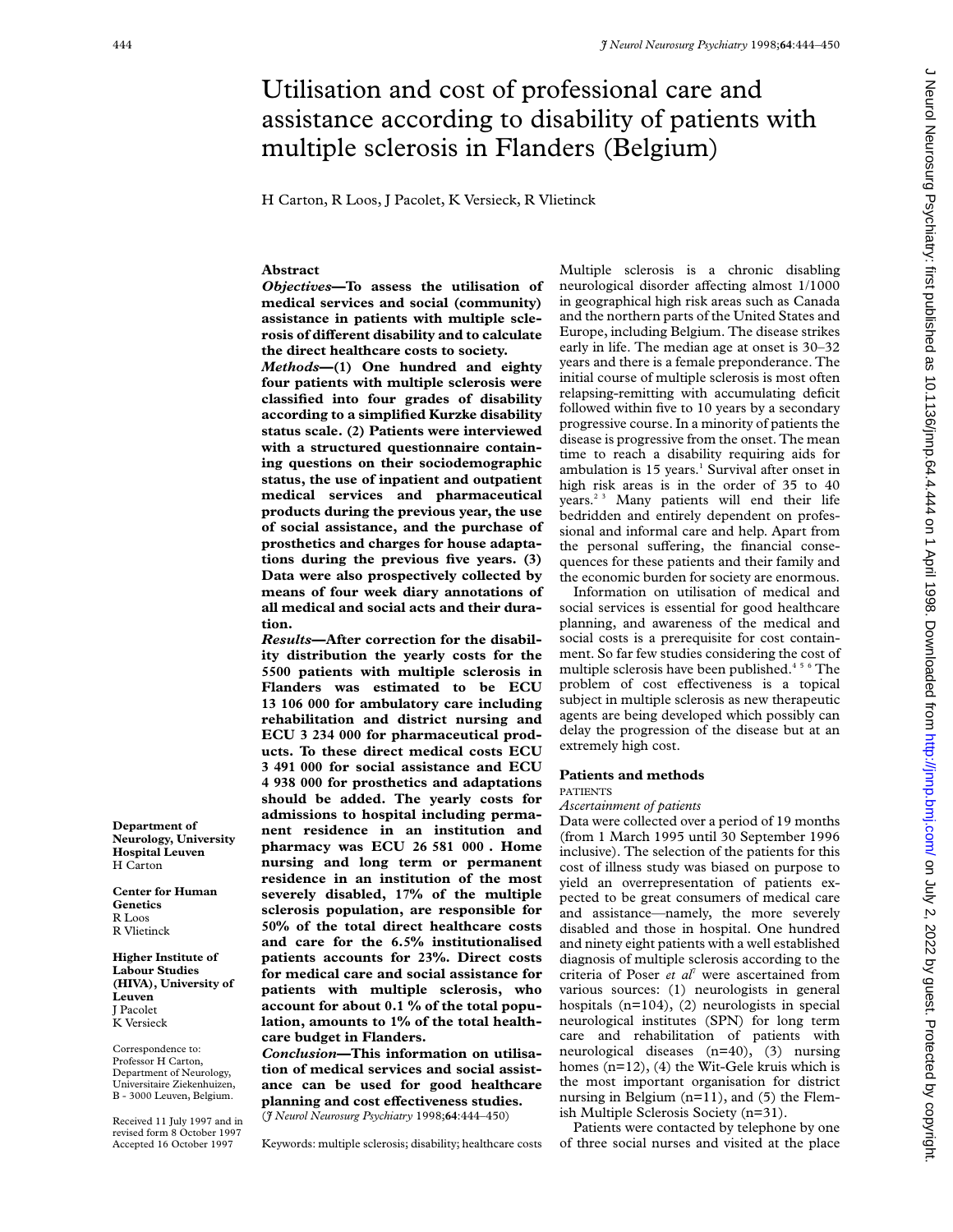# Utilisation and cost of professional care and assistance according to disability of patients with multiple sclerosis in Flanders (Belgium)

H Carton, R Loos, J Pacolet, K Versieck, R Vlietinck

**Department of Neurology, University Hospital Leuven**
H Carton

**Center for Human Genetics**
R Loos
R Vlietinck

**Higher Institute of Labour Studies (HIVA), University of Leuven**
J Pacolet
K Versieck

Correspondence to: Professor H Carton, Department of Neurology, Universitaire Ziekenhuizen, B - 3000 Leuven, Belgium.

Received 11 July 1997 and in revised form 8 October 1997
Accepted 16 October 1997

## Abstract

***Objectives*—To assess the utilisation of medical services and social (community) assistance in patients with multiple sclerosis of different disability and to calculate the direct healthcare costs to society.**

***Methods*—(1) One hundred and eighty four patients with multiple sclerosis were classified into four grades of disability according to a simplified Kurzke disability status scale. (2) Patients were interviewed with a structured questionnaire containing questions on their sociodemographic status, the use of inpatient and outpatient medical services and pharmaceutical products during the previous year, the use of social assistance, and the purchase of prosthetics and charges for house adaptations during the previous five years. (3) Data were also prospectively collected by means of four week diary annotations of all medical and social acts and their duration.**

***Results*—After correction for the disability distribution the yearly costs for the 5500 patients with multiple sclerosis in Flanders was estimated to be ECU 13 106 000 for ambulatory care including rehabilitation and district nursing and ECU 3 234 000 for pharmaceutical products. To these direct medical costs ECU 3 491 000 for social assistance and ECU 4 938 000 for prosthetics and adaptations should be added. The yearly costs for admissions to hospital including permanent residence in an institution and pharmacy was ECU 26 581 000 . Home nursing and long term or permanent residence in an institution of the most severely disabled, 17% of the multiple sclerosis population, are responsible for 50% of the total direct healthcare costs and care for the 6.5% institutionalised patients accounts for 23%. Direct costs for medical care and social assistance for patients with multiple sclerosis, who account for about 0.1 % of the total population, amounts to 1% of the total healthcare budget in Flanders.**

***Conclusion*—This information on utilisation of medical services and social assistance can be used for good healthcare planning and cost effectiveness studies.**

(*J Neurol Neurosurg Psychiatry* 1998;**64**:444–450)

Keywords: multiple sclerosis; disability; healthcare costs

Multiple sclerosis is a chronic disabling neurological disorder affecting almost 1/1000 in geographical high risk areas such as Canada and the northern parts of the United States and Europe, including Belgium. The disease strikes early in life. The median age at onset is 30–32 years and there is a female preponderance. The initial course of multiple sclerosis is most often relapsing-remitting with accumulating deficit followed within five to 10 years by a secondary progressive course. In a minority of patients the disease is progressive from the onset. The mean time to reach a disability requiring aids for ambulation is 15 years.[1] Survival after onset in high risk areas is in the order of 35 to 40 years.[2,3] Many patients will end their life bedridden and entirely dependent on professional and informal care and help. Apart from the personal suffering, the financial consequences for these patients and their family and the economic burden for society are enormous.

Information on utilisation of medical and social services is essential for good healthcare planning, and awareness of the medical and social costs is a prerequisite for cost containment. So far few studies considering the cost of multiple sclerosis have been published.[4,5,6] The problem of cost effectiveness is a topical subject in multiple sclerosis as new therapeutic agents are being developed which possibly can delay the progression of the disease but at an extremely high cost.

## Patients and methods

### PATIENTS

#### *Ascertainment of patients*

Data were collected over a period of 19 months (from 1 March 1995 until 30 September 1996 inclusive). The selection of the patients for this cost of illness study was biased on purpose to yield an overrepresentation of patients expected to be great consumers of medical care and assistance—namely, the more severely disabled and those in hospital. One hundred and ninety eight patients with a well established diagnosis of multiple sclerosis according to the criteria of Poser *et al*[7] were ascertained from various sources: (1) neurologists in general hospitals (n=104), (2) neurologists in special neurological institutes (SPN) for long term care and rehabilitation of patients with neurological diseases (n=40), (3) nursing homes (n=12), (4) the Wit-Gele kruis which is the most important organisation for district nursing in Belgium (n=11), and (5) the Flemish Multiple Sclerosis Society (n=31).

Patients were contacted by telephone by one of three social nurses and visited at the place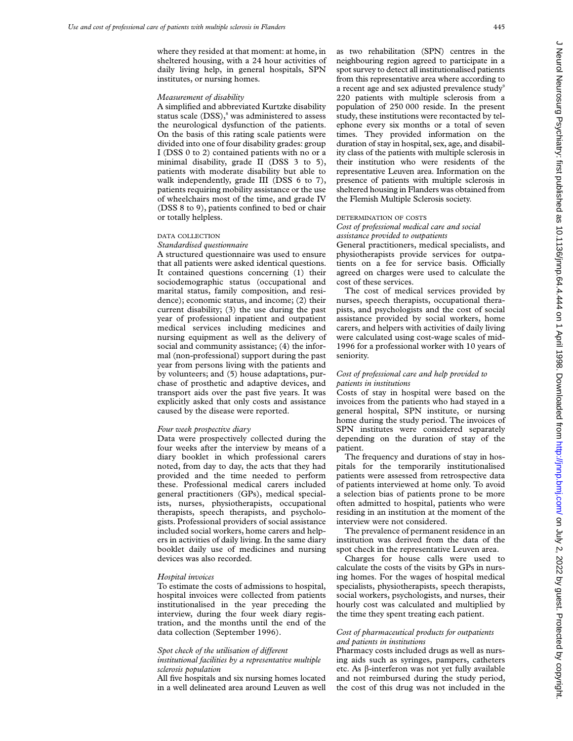where they resided at that moment: at home, in sheltered housing, with a 24 hour activities of daily living help, in general hospitals, SPN institutes, or nursing homes.

*Measurement of disability*

A simplified and abbreviated Kurtzke disability status scale (DSS),[8] was administered to assess the neurological dysfunction of the patients. On the basis of this rating scale patients were divided into one of four disability grades: group I (DSS 0 to 2) contained patients with no or a minimal disability, grade II (DSS 3 to 5), patients with moderate disability but able to walk independently, grade III (DSS 6 to 7), patients requiring mobility assistance or the use of wheelchairs most of the time, and grade IV (DSS 8 to 9), patients confined to bed or chair or totally helpless.

## DATA COLLECTION

*Standardised questionnaire*

A structured questionnaire was used to ensure that all patients were asked identical questions. It contained questions concerning (1) their sociodemographic status (occupational and marital status, family composition, and residence); economic status, and income; (2) their current disability; (3) the use during the past year of professional inpatient and outpatient medical services including medicines and nursing equipment as well as the delivery of social and community assistance; (4) the informal (non-professional) support during the past year from persons living with the patients and by volunteers; and (5) house adaptations, purchase of prosthetic and adaptive devices, and transport aids over the past five years. It was explicitly asked that only costs and assistance caused by the disease were reported.

*Four week prospective diary*

Data were prospectively collected during the four weeks after the interview by means of a diary booklet in which professional carers noted, from day to day, the acts that they had provided and the time needed to perform these. Professional medical carers included general practitioners (GPs), medical specialists, nurses, physiotherapists, occupational therapists, speech therapists, and psychologists. Professional providers of social assistance included social workers, home carers and helpers in activities of daily living. In the same diary booklet daily use of medicines and nursing devices was also recorded.

*Hospital invoices*

To estimate the costs of admissions to hospital, hospital invoices were collected from patients institutionalised in the year preceding the interview, during the four week diary registration, and the months until the end of the data collection (September 1996).

*Spot check of the utilisation of different institutional facilities by a representative multiple sclerosis population*

All five hospitals and six nursing homes located in a well delineated area around Leuven as well as two rehabilitation (SPN) centres in the neighbouring region agreed to participate in a spot survey to detect all institutionalised patients from this representative area where according to a recent age and sex adjusted prevalence study[9] 220 patients with multiple sclerosis from a population of 250 000 reside. In the present study, these institutions were recontacted by telephone every six months or a total of seven times. They provided information on the duration of stay in hospital, sex, age, and disability class of the patients with multiple sclerosis in their institution who were residents of the representative Leuven area. Information on the presence of patients with multiple sclerosis in sheltered housing in Flanders was obtained from the Flemish Multiple Sclerosis society.

## DETERMINATION OF COSTS

*Cost of professional medical care and social assistance provided to outpatients*

General practitioners, medical specialists, and physiotherapists provide services for outpatients on a fee for service basis. Officially agreed on charges were used to calculate the cost of these services.

The cost of medical services provided by nurses, speech therapists, occupational therapists, and psychologists and the cost of social assistance provided by social workers, home carers, and helpers with activities of daily living were calculated using cost-wage scales of mid-1996 for a professional worker with 10 years of seniority.

*Cost of professional care and help provided to patients in institutions*

Costs of stay in hospital were based on the invoices from the patients who had stayed in a general hospital, SPN institute, or nursing home during the study period. The invoices of SPN institutes were considered separately depending on the duration of stay of the patient.

The frequency and durations of stay in hospitals for the temporarily institutionalised patients were assessed from retrospective data of patients interviewed at home only. To avoid a selection bias of patients prone to be more often admitted to hospital, patients who were residing in an institution at the moment of the interview were not considered.

The prevalence of permanent residence in an institution was derived from the data of the spot check in the representative Leuven area.

Charges for house calls were used to calculate the costs of the visits by GPs in nursing homes. For the wages of hospital medical specialists, physiotherapists, speech therapists, social workers, psychologists, and nurses, their hourly cost was calculated and multiplied by the time they spent treating each patient.

*Cost of pharmaceutical products for outpatients and patients in institutions*

Pharmacy costs included drugs as well as nursing aids such as syringes, pampers, catheters etc. As β-interferon was not yet fully available and not reimbursed during the study period, the cost of this drug was not included in the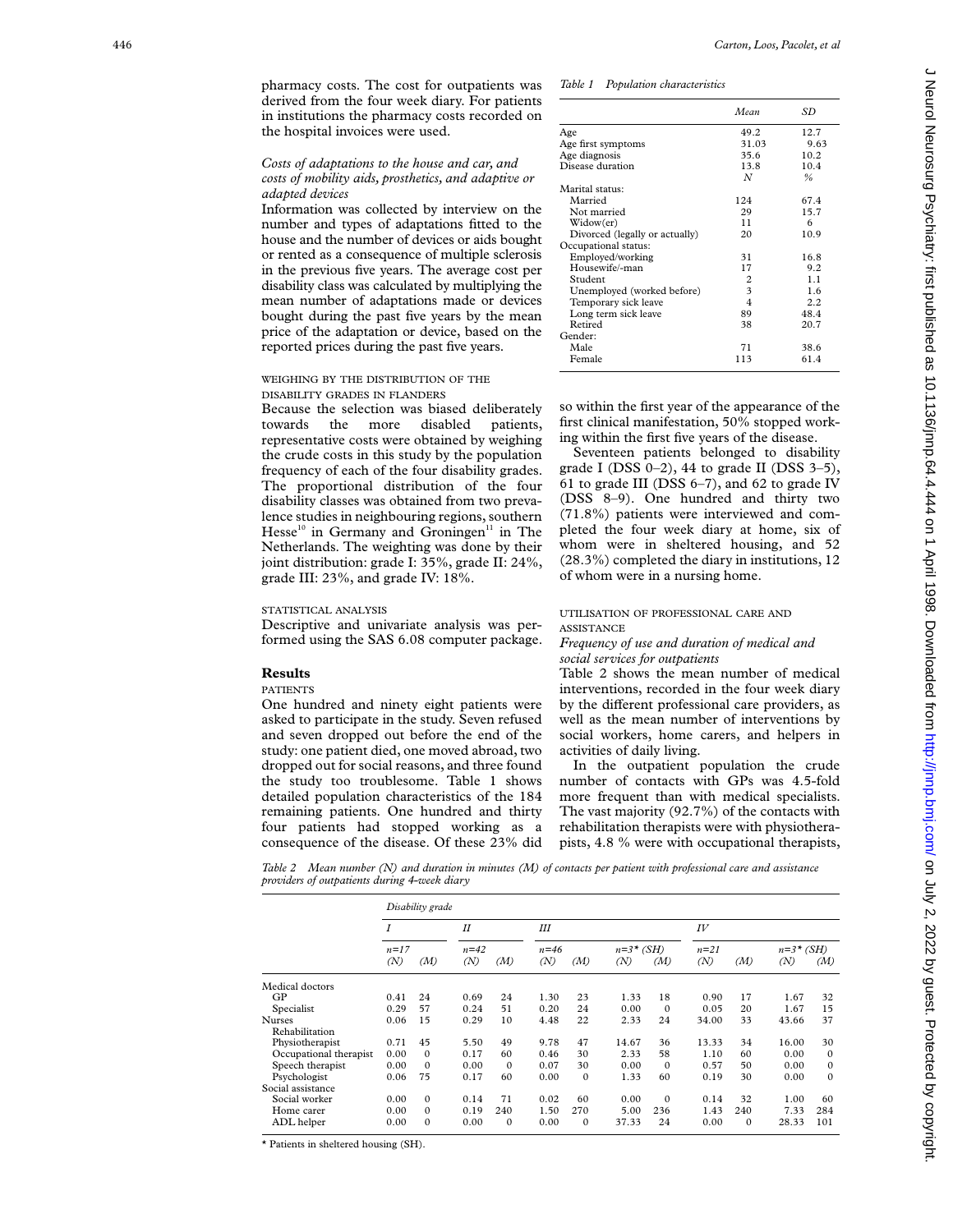pharmacy costs. The cost for outpatients was derived from the four week diary. For patients in institutions the pharmacy costs recorded on the hospital invoices were used.

*Costs of adaptations to the house and car, and costs of mobility aids, prosthetics, and adaptive or adapted devices*

Information was collected by interview on the number and types of adaptations fitted to the house and the number of devices or aids bought or rented as a consequence of multiple sclerosis in the previous five years. The average cost per disability class was calculated by multiplying the mean number of adaptations made or devices bought during the past five years by the mean price of the adaptation or device, based on the reported prices during the past five years.

WEIGHING BY THE DISTRIBUTION OF THE DISABILITY GRADES IN FLANDERS

Because the selection was biased deliberately towards the more disabled patients, representative costs were obtained by weighing the crude costs in this study by the population frequency of each of the four disability grades. The proportional distribution of the four disability classes was obtained from two prevalence studies in neighbouring regions, southern Hesse[10] in Germany and Groningen[11] in The Netherlands. The weighting was done by their joint distribution: grade I: 35%, grade II: 24%, grade III: 23%, and grade IV: 18%.

STATISTICAL ANALYSIS

Descriptive and univariate analysis was performed using the SAS 6.08 computer package.

## Results

PATIENTS

One hundred and ninety eight patients were asked to participate in the study. Seven refused and seven dropped out before the end of the study: one patient died, one moved abroad, two dropped out for social reasons, and three found the study too troublesome. Table 1 shows detailed population characteristics of the 184 remaining patients. One hundred and thirty four patients had stopped working as a consequence of the disease. Of these 23% did so within the first year of the appearance of the first clinical manifestation, 50% stopped working within the first five years of the disease.

*Table 1 Population characteristics*

| | Mean | SD |
|---|---|---|
| Age | 49.2 | 12.7 |
| Age first symptoms | 31.03 | 9.63 |
| Age diagnosis | 35.6 | 10.2 |
| Disease duration | 13.8 | 10.4 |
| | N | % |
| Marital status: | | |
| Married | 124 | 67.4 |
| Not married | 29 | 15.7 |
| Widow(er) | 11 | 6 |
| Divorced (legally or actually) | 20 | 10.9 |
| Occupational status: | | |
| Employed/working | 31 | 16.8 |
| Housewife/-man | 17 | 9.2 |
| Student | 2 | 1.1 |
| Unemployed (worked before) | 3 | 1.6 |
| Temporary sick leave | 4 | 2.2 |
| Long term sick leave | 89 | 48.4 |
| Retired | 38 | 20.7 |
| Gender: | | |
| Male | 71 | 38.6 |
| Female | 113 | 61.4 |

Seventeen patients belonged to disability grade I (DSS 0–2), 44 to grade II (DSS 3–5), 61 to grade III (DSS 6–7), and 62 to grade IV (DSS 8–9). One hundred and thirty two (71.8%) patients were interviewed and completed the four week diary at home, six of whom were in sheltered housing, and 52 (28.3%) completed the diary in institutions, 12 of whom were in a nursing home.

UTILISATION OF PROFESSIONAL CARE AND ASSISTANCE

*Frequency of use and duration of medical and social services for outpatients*

Table 2 shows the mean number of medical interventions, recorded in the four week diary by the different professional care providers, as well as the mean number of interventions by social workers, home carers, and helpers in activities of daily living.

In the outpatient population the crude number of contacts with GPs was 4.5-fold more frequent than with medical specialists. The vast majority (92.7%) of the contacts with rehabilitation therapists were with physiotherapists, 4.8 % were with occupational therapists,

*Table 2 Mean number (N) and duration in minutes (M) of contacts per patient with professional care and assistance providers of outpatients during 4-week diary*

| | Disability grade | | | | | | | | | | | |
|---|---|---|---|---|---|---|---|---|---|---|---|---|
| | I | | II | | III | | | | IV | | | |
| | n=17 | | n=42 | | n=46 | | n=3* (SH) | | n=21 | | n=3* (SH) | |
| | (N) | (M) | (N) | (M) | (N) | (M) | (N) | (M) | (N) | (M) | (N) | (M) |
| Medical doctors | | | | | | | | | | | | |
| GP | 0.41 | 24 | 0.69 | 24 | 1.30 | 23 | 1.33 | 18 | 0.90 | 17 | 1.67 | 32 |
| Specialist | 0.29 | 57 | 0.24 | 51 | 0.20 | 24 | 0.00 | 0 | 0.05 | 20 | 1.67 | 15 |
| Nurses | 0.06 | 15 | 0.29 | 10 | 4.48 | 22 | 2.33 | 24 | 34.00 | 33 | 43.66 | 37 |
| Rehabilitation | | | | | | | | | | | | |
| Physiotherapist | 0.71 | 45 | 5.50 | 49 | 9.78 | 47 | 14.67 | 36 | 13.33 | 34 | 16.00 | 30 |
| Occupational therapist | 0.00 | 0 | 0.17 | 60 | 0.46 | 30 | 2.33 | 58 | 1.10 | 60 | 0.00 | 0 |
| Speech therapist | 0.00 | 0 | 0.00 | 0 | 0.07 | 30 | 0.00 | 0 | 0.57 | 50 | 0.00 | 0 |
| Psychologist | 0.06 | 75 | 0.17 | 60 | 0.00 | 0 | 1.33 | 60 | 0.19 | 30 | 0.00 | 0 |
| Social assistance | | | | | | | | | | | | |
| Social worker | 0.00 | 0 | 0.14 | 71 | 0.02 | 60 | 0.00 | 0 | 0.14 | 32 | 1.00 | 60 |
| Home carer | 0.00 | 0 | 0.19 | 240 | 1.50 | 270 | 5.00 | 236 | 1.43 | 240 | 7.33 | 284 |
| ADL helper | 0.00 | 0 | 0.00 | 0 | 0.00 | 0 | 37.33 | 24 | 0.00 | 0 | 28.33 | 101 |

\* Patients in sheltered housing (SH).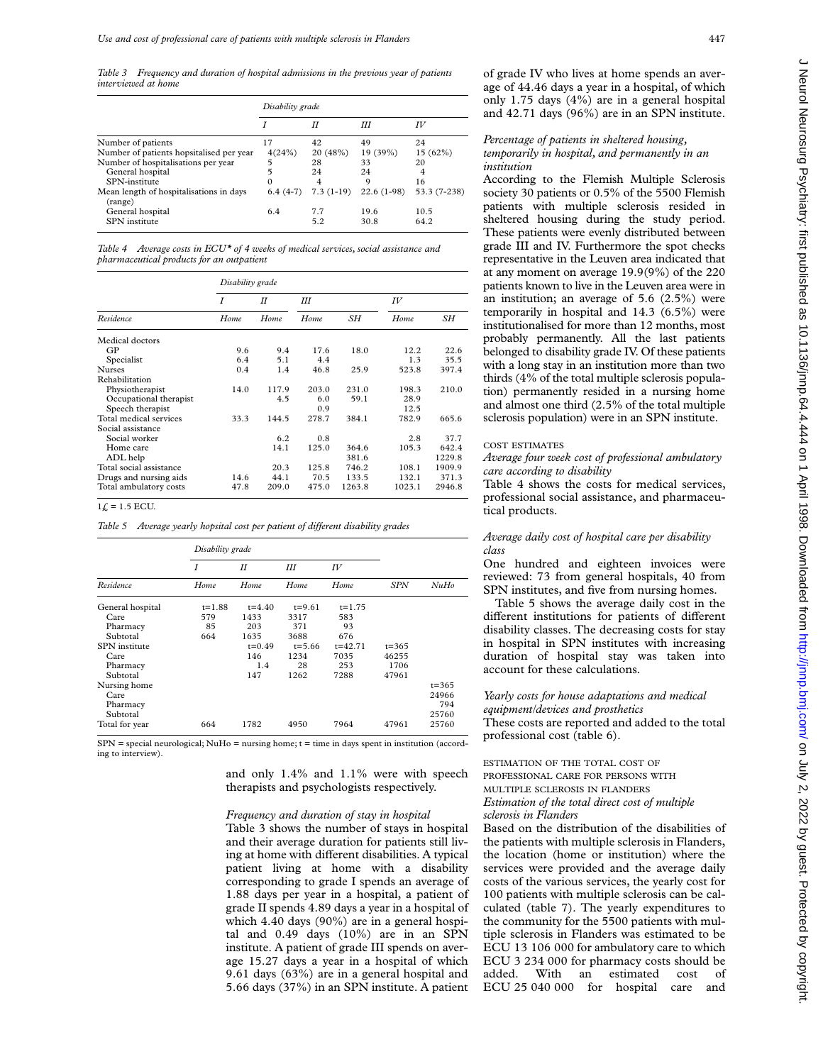*Table 3 Frequency and duration of hospital admissions in the previous year of patients interviewed at home*

| | Disability grade | | | |
|---|---|---|---|---|
| | *I* | *II* | *III* | *IV* |
| Number of patients | 17 | 42 | 49 | 24 |
| Number of patients hopsitalised per year | 4(24%) | 20 (48%) | 19 (39%) | 15 (62%) |
| Number of hospitalisations per year | 5 | 28 | 33 | 20 |
| General hospital | 5 | 24 | 24 | 4 |
| SPN-institute | 0 | 4 | 9 | 16 |
| Mean length of hospitalisations in days (range) | 6.4 (4-7) | 7.3 (1-19) | 22.6 (1-98) | 53.3 (7-238) |
| General hospital | 6.4 | 7.7 | 19.6 | 10.5 |
| SPN institute | | 5.2 | 30.8 | 64.2 |

*Table 4 Average costs in ECU\* of 4 weeks of medical services, social assistance and pharmaceutical products for an outpatient*

| | Disability grade | | | | | |
|---|---|---|---|---|---|---|
| | *I* | *II* | *III* | | *IV* | |
| Residence | Home | Home | Home | SH | Home | SH |
| Medical doctors | | | | | | |
| GP | 9.6 | 9.4 | 17.6 | 18.0 | 12.2 | 22.6 |
| Specialist | 6.4 | 5.1 | 4.4 | | 1.3 | 35.5 |
| Nurses | 0.4 | 1.4 | 46.8 | 25.9 | 523.8 | 397.4 |
| Rehabilitation | | | | | | |
| Physiotherapist | 14.0 | 117.9 | 203.0 | 231.0 | 198.3 | 210.0 |
| Occupational therapist | | 4.5 | 6.0 | 59.1 | 28.9 | |
| Speech therapist | | | 0.9 | | 12.5 | |
| Total medical services | 33.3 | 144.5 | 278.7 | 384.1 | 782.9 | 665.6 |
| Social assistance | | | | | | |
| Social worker | | 6.2 | 0.8 | | 2.8 | 37.7 |
| Home care | | 14.1 | 125.0 | 364.6 | 105.3 | 642.4 |
| ADL help | | | | 381.6 | | 1229.8 |
| Total social assistance | | 20.3 | 125.8 | 746.2 | 108.1 | 1909.9 |
| Drugs and nursing aids | 14.6 | 44.1 | 70.5 | 133.5 | 132.1 | 371.3 |
| Total ambulatory costs | 47.8 | 209.0 | 475.0 | 1263.8 | 1023.1 | 2946.8 |

1£ = 1.5 ECU.

*Table 5 Average yearly hopsital cost per patient of different disability grades*

| | Disability grade | | | | | |
|---|---|---|---|---|---|---|
| | *I* | *II* | *III* | *IV* | | |
| Residence | Home | Home | Home | Home | SPN | NuHo |
| General hospital | t=1.88 | t=4.40 | t=9.61 | t=1.75 | | |
| Care | 579 | 1433 | 3317 | 583 | | |
| Pharmacy | 85 | 203 | 371 | 93 | | |
| Subtotal | 664 | 1635 | 3688 | 676 | | |
| SPN institute | | t=0.49 | t=5.66 | t=42.71 | t=365 | |
| Care | | 146 | 1234 | 7035 | 46255 | |
| Pharmacy | | 1.4 | 28 | 253 | 1706 | |
| Subtotal | | 147 | 1262 | 7288 | 47961 | |
| Nursing home | | | | | | t=365 |
| Care | | | | | | 24966 |
| Pharmacy | | | | | | 794 |
| Subtotal | | | | | | 25760 |
| Total for year | 664 | 1782 | 4950 | 7964 | 47961 | 25760 |

SPN = special neurological; NuHo = nursing home; t = time in days spent in institution (according to interview).

and only 1.4% and 1.1% were with speech therapists and psychologists respectively.

*Frequency and duration of stay in hospital*

Table 3 shows the number of stays in hospital and their average duration for patients still living at home with different disabilities. A typical patient living at home with a disability corresponding to grade I spends an average of 1.88 days per year in a hospital, a patient of grade II spends 4.89 days a year in a hospital of which 4.40 days (90%) are in a general hospital and 0.49 days (10%) are in an SPN institute. A patient of grade III spends on average 15.27 days a year in a hospital of which 9.61 days (63%) are in a general hospital and 5.66 days (37%) in an SPN institute. A patient of grade IV who lives at home spends an average of 44.46 days a year in a hospital, of which only 1.75 days (4%) are in a general hospital and 42.71 days (96%) are in an SPN institute.

*Percentage of patients in sheltered housing, temporarily in hospital, and permanently in an institution*

According to the Flemish Multiple Sclerosis society 30 patients or 0.5% of the 5500 Flemish patients with multiple sclerosis resided in sheltered housing during the study period. These patients were evenly distributed between grade III and IV. Furthermore the spot checks representative in the Leuven area indicated that at any moment on average 19.9(9%) of the 220 patients known to live in the Leuven area were in an institution; an average of 5.6 (2.5%) were temporarily in hospital and 14.3 (6.5%) were institutionalised for more than 12 months, most probably permanently. All the last patients belonged to disability grade IV. Of these patients with a long stay in an institution more than two thirds (4% of the total multiple sclerosis population) permanently resided in a nursing home and almost one third (2.5% of the total multiple sclerosis population) were in an SPN institute.

COST ESTIMATES

*Average four week cost of professional ambulatory care according to disability*

Table 4 shows the costs for medical services, professional social assistance, and pharmaceutical products.

*Average daily cost of hospital care per disability class*

One hundred and eighteen invoices were reviewed: 73 from general hospitals, 40 from SPN institutes, and five from nursing homes.

Table 5 shows the average daily cost in the different institutions for patients of different disability classes. The decreasing costs for stay in hospital in SPN institutes with increasing duration of hospital stay was taken into account for these calculations.

*Yearly costs for house adaptations and medical equipment/devices and prosthetics*

These costs are reported and added to the total professional cost (table 6).

ESTIMATION OF THE TOTAL COST OF PROFESSIONAL CARE FOR PERSONS WITH MULTIPLE SCLEROSIS IN FLANDERS

*Estimation of the total direct cost of multiple sclerosis in Flanders*

Based on the distribution of the disabilities of the patients with multiple sclerosis in Flanders, the location (home or institution) where the services were provided and the average daily costs of the various services, the yearly cost for 100 patients with multiple sclerosis can be calculated (table 7). The yearly expenditures to the community for the 5500 patients with multiple sclerosis in Flanders was estimated to be ECU 13 106 000 for ambulatory care to which ECU 3 234 000 for pharmacy costs should be added. With an estimated cost of ECU 25 040 000 for hospital care and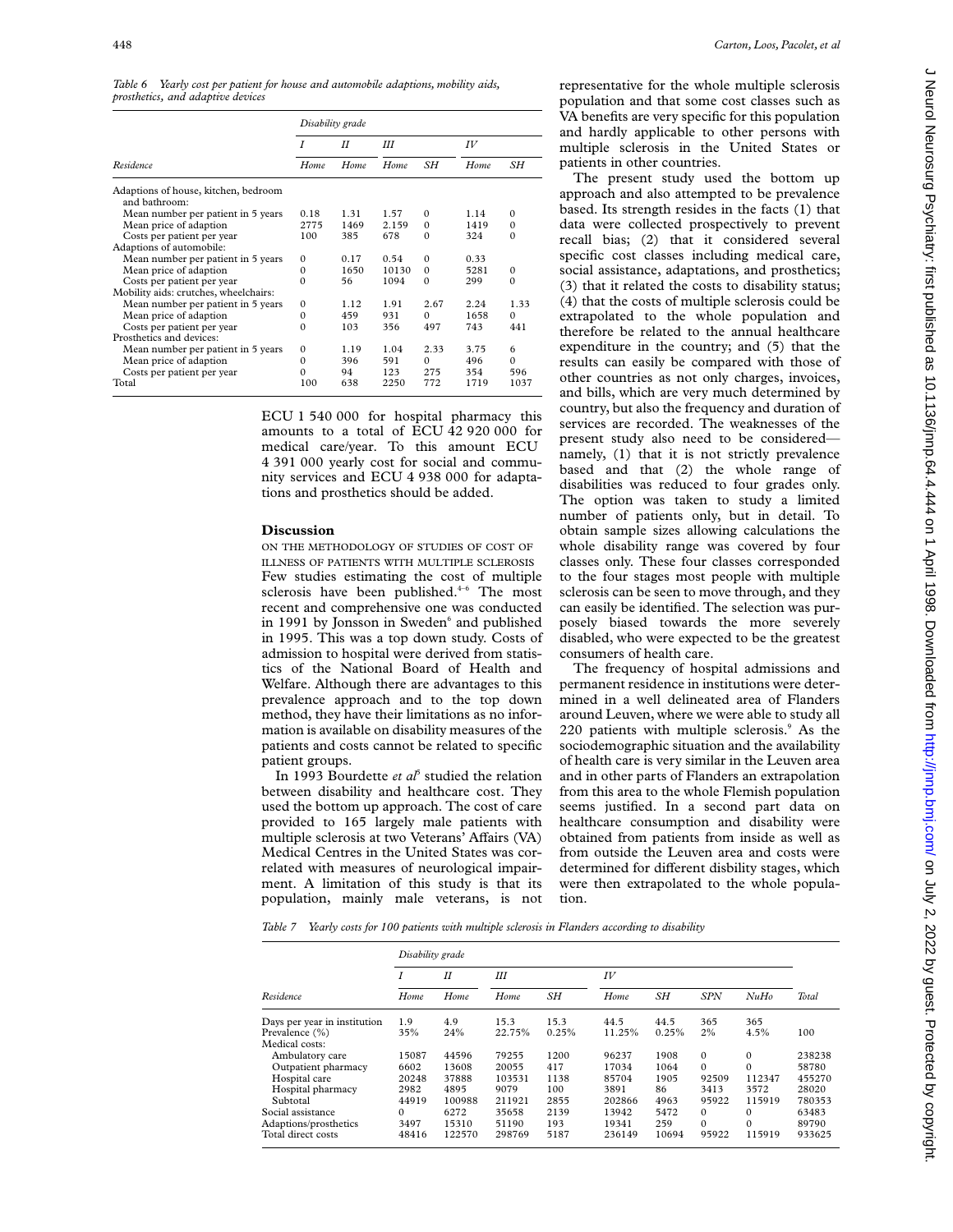*Table 6 Yearly cost per patient for house and automobile adaptions, mobility aids, prosthetics, and adaptive devices*

| | Disability grade | | | | | |
|---|---|---|---|---|---|---|
| | I | II | III | | IV | |
| Residence | Home | Home | Home | SH | Home | SH |
| Adaptions of house, kitchen, bedroom and bathroom: | | | | | | |
| Mean number per patient in 5 years | 0.18 | 1.31 | 1.57 | 0 | 1.14 | 0 |
| Mean price of adaption | 2775 | 1469 | 2.159 | 0 | 1419 | 0 |
| Costs per patient per year | 100 | 385 | 678 | 0 | 324 | 0 |
| Adaptions of automobile: | | | | | | |
| Mean number per patient in 5 years | 0 | 0.17 | 0.54 | 0 | 0.33 | |
| Mean price of adaption | 0 | 1650 | 10130 | 0 | 5281 | 0 |
| Costs per patient per year | 0 | 56 | 1094 | 0 | 299 | 0 |
| Mobility aids: crutches, wheelchairs: | | | | | | |
| Mean number per patient in 5 years | 0 | 1.12 | 1.91 | 2.67 | 2.24 | 1.33 |
| Mean price of adaption | 0 | 459 | 931 | 0 | 1658 | 0 |
| Costs per patient per year | 0 | 103 | 356 | 497 | 743 | 441 |
| Prosthetics and devices: | | | | | | |
| Mean number per patient in 5 years | 0 | 1.19 | 1.04 | 2.33 | 3.75 | 6 |
| Mean price of adaption | 0 | 396 | 591 | 0 | 496 | 0 |
| Costs per patient per year | 0 | 94 | 123 | 275 | 354 | 596 |
| Total | 100 | 638 | 2250 | 772 | 1719 | 1037 |

ECU 1 540 000 for hospital pharmacy this amounts to a total of ECU 42 920 000 for medical care/year. To this amount ECU 4 391 000 yearly cost for social and community services and ECU 4 938 000 for adaptations and prosthetics should be added.

## Discussion

ON THE METHODOLOGY OF STUDIES OF COST OF ILLNESS OF PATIENTS WITH MULTIPLE SCLEROSIS

Few studies estimating the cost of multiple sclerosis have been published.[4–6] The most recent and comprehensive one was conducted in 1991 by Jonsson in Sweden[6] and published in 1995. This was a top down study. Costs of admission to hospital were derived from statistics of the National Board of Health and Welfare. Although there are advantages to this prevalence approach and to the top down method, they have their limitations as no information is available on disability measures of the patients and costs cannot be related to specific patient groups.

In 1993 Bourdette *et al*[5] studied the relation between disability and healthcare cost. They used the bottom up approach. The cost of care provided to 165 largely male patients with multiple sclerosis at two Veterans' Affairs (VA) Medical Centres in the United States was correlated with measures of neurological impairment. A limitation of this study is that its population, mainly male veterans, is not representative for the whole multiple sclerosis population and that some cost classes such as VA benefits are very specific for this population and hardly applicable to other persons with multiple sclerosis in the United States or patients in other countries.

The present study used the bottom up approach and also attempted to be prevalence based. Its strength resides in the facts (1) that data were collected prospectively to prevent recall bias; (2) that it considered several specific cost classes including medical care, social assistance, adaptations, and prosthetics; (3) that it related the costs to disability status; (4) that the costs of multiple sclerosis could be extrapolated to the whole population and therefore be related to the annual healthcare expenditure in the country; and (5) that the results can easily be compared with those of other countries as not only charges, invoices, and bills, which are very much determined by country, but also the frequency and duration of services are recorded. The weaknesses of the present study also need to be considered—namely, (1) that it is not strictly prevalence based and that (2) the whole range of disabilities was reduced to four grades only. The option was taken to study a limited number of patients only, but in detail. To obtain sample sizes allowing calculations the whole disability range was covered by four classes only. These four classes corresponded to the four stages most people with multiple sclerosis can be seen to move through, and they can easily be identified. The selection was purposely biased towards the more severely disabled, who were expected to be the greatest consumers of health care.

The frequency of hospital admissions and permanent residence in institutions were determined in a well delineated area of Flanders around Leuven, where we were able to study all 220 patients with multiple sclerosis.[9] As the sociodemographic situation and the availability of health care is very similar in the Leuven area and in other parts of Flanders an extrapolation from this area to the whole Flemish population seems justified. In a second part data on healthcare consumption and disability were obtained from patients from inside as well as from outside the Leuven area and costs were determined for different disbility stages, which were then extrapolated to the whole population.

*Table 7 Yearly costs for 100 patients with multiple sclerosis in Flanders according to disability*

| | Disability grade | | | | | | | | |
|---|---|---|---|---|---|---|---|---|---|
| | I | II | III | | IV | | | | |
| Residence | Home | Home | Home | SH | Home | SH | SPN | NuHo | Total |
| Days per year in institution | 1.9 | 4.9 | 15.3 | 15.3 | 44.5 | 44.5 | 365 | 365 | |
| Prevalence (%) | 35% | 24% | 22.75% | 0.25% | 11.25% | 0.25% | 2% | 4.5% | 100 |
| Medical costs: | | | | | | | | | |
| Ambulatory care | 15087 | 44596 | 79255 | 1200 | 96237 | 1908 | 0 | 0 | 238238 |
| Outpatient pharmacy | 6602 | 13608 | 20055 | 417 | 17034 | 1064 | 0 | 0 | 58780 |
| Hospital care | 20248 | 37888 | 103531 | 1138 | 85704 | 1905 | 92509 | 112347 | 455270 |
| Hospital pharmacy | 2982 | 4895 | 9079 | 100 | 3891 | 86 | 3413 | 3572 | 28020 |
| Subtotal | 44919 | 100988 | 211921 | 2855 | 202866 | 4963 | 95922 | 115919 | 780353 |
| Social assistance | 0 | 6272 | 35658 | 2139 | 13942 | 5472 | 0 | 0 | 63483 |
| Adaptions/prosthetics | 3497 | 15310 | 51190 | 193 | 19341 | 259 | 0 | 0 | 89790 |
| Total direct costs | 48416 | 122570 | 298769 | 5187 | 236149 | 10694 | 95922 | 115919 | 933625 |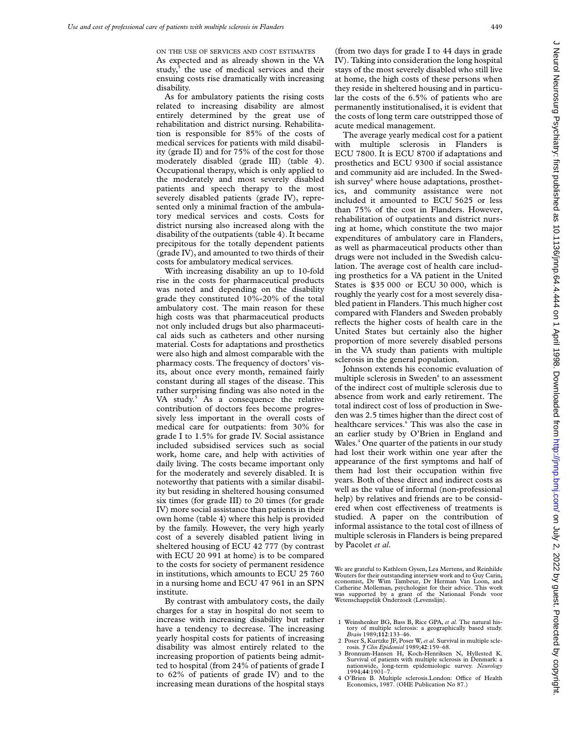ON THE USE OF SERVICES AND COST ESTIMATES

As expected and as already shown in the VA study,[5] the use of medical services and their ensuing costs rise dramatically with increasing disability.

As for ambulatory patients the rising costs related to increasing disability are almost entirely determined by the great use of rehabilitation and district nursing. Rehabilitation is responsible for 85% of the costs of medical services for patients with mild disability (grade II) and for 75% of the cost for those moderately disabled (grade III) (table 4). Occupational therapy, which is only applied to the moderately and most severely disabled patients and speech therapy to the most severely disabled patients (grade IV), represented only a minimal fraction of the ambulatory medical services and costs. Costs for district nursing also increased along with the disability of the outpatients (table 4). It became precipitous for the totally dependent patients (grade IV), and amounted to two thirds of their costs for ambulatory medical services.

With increasing disability an up to 10-fold rise in the costs for pharmaceutical products was noted and depending on the disability grade they constituted 10%-20% of the total ambulatory cost. The main reason for these high costs was that pharmaceutical products not only included drugs but also pharmaceutical aids such as catheters and other nursing material. Costs for adaptations and prosthetics were also high and almost comparable with the pharmacy costs. The frequency of doctors' visits, about once every month, remained fairly constant during all stages of the disease. This rather surprising finding was also noted in the VA study.[5] As a consequence the relative contribution of doctors fees become progressively less important in the overall costs of medical care for outpatients: from 30% for grade I to 1.5% for grade IV. Social assistance included subsidised services such as social work, home care, and help with activities of daily living. The costs became important only for the moderately and severely disabled. It is noteworthy that patients with a similar disability but residing in sheltered housing consumed six times (for grade III) to 20 times (for grade IV) more social assistance than patients in their own home (table 4) where this help is provided by the family. However, the very high yearly cost of a severely disabled patient living in sheltered housing of ECU 42 777 (by contrast with ECU 20 991 at home) is to be compared to the costs for society of permanent residence in institutions, which amounts to ECU 25 760 in a nursing home and ECU 47 961 in an SPN institute.

By contrast with ambulatory costs, the daily charges for a stay in hospital do not seem to increase with increasing disability but rather have a tendency to decrease. The increasing yearly hospital costs for patients of increasing disability was almost entirely related to the increasing proportion of patients being admitted to hospital (from 24% of patients of grade I to 62% of patients of grade IV) and to the increasing mean durations of the hospital stays (from two days for grade I to 44 days in grade IV). Taking into consideration the long hospital stays of the most severely disabled who still live at home, the high costs of these persons when they reside in sheltered housing and in particular the costs of the 6.5% of patients who are permanently institutionalised, it is evident that the costs of long term care outstripped those of acute medical management.

The average yearly medical cost for a patient with multiple sclerosis in Flanders is ECU 7800. It is ECU 8700 if adaptations and prosthetics and ECU 9300 if social assistance and community aid are included. In the Swedish survey[6] where house adaptations, prosthetics, and community assistance were not included it amounted to ECU 5625 or less than 75% of the cost in Flanders. However, rehabilitation of outpatients and district nursing at home, which constitute the two major expenditures of ambulatory care in Flanders, as well as pharmaceutical products other than drugs were not included in the Swedish calculation. The average cost of health care including prosthetics for a VA patient in the United States is $35 000 or ECU 30 000, which is roughly the yearly cost for a most severely disabled patient in Flanders. This much higher cost compared with Flanders and Sweden probably reflects the higher costs of health care in the United States but certainly also the higher proportion of more severely disabled persons in the VA study than patients with multiple sclerosis in the general population.

Johnson extends his economic evaluation of multiple sclerosis in Sweden[6] to an assessment of the indirect cost of multiple sclerosis due to absence from work and early retirement. The total indirect cost of loss of production in Sweden was 2.5 times higher than the direct cost of healthcare services.[6] This was also the case in an earlier study by O'Brien in England and Wales.[4] One quarter of the patients in our study had lost their work within one year after the appearance of the first symptoms and half of them had lost their occupation within five years. Both of these direct and indirect costs as well as the value of informal (non-professional help) by relatives and friends are to be considered when cost effectiveness of treatments is studied. A paper on the contribution of informal assistance to the total cost of illness of multiple sclerosis in Flanders is being prepared by Pacolet *et al*.

We are grateful to Kathleen Gysen, Lea Mertens, and Reinhilde Wouters for their outstanding interview work and to Guy Carin, economist, Dr Wim Tambeur, Dr Herman Van Loon, and Catherine Molleman, psychologist for their advice. This work was supported by a grant of the Nationaal Fonds voor Wetenschappelijk Onderzoek (Levenslijn).

1 Weinshenker BG, Bass B, Rice GPA, *et al*. The natural history of multiple sclerosis: a geographically based study. *Brain* 1989;**112**:133–46.
2 Poser S, Kurtzke JF, Poser W, *et al*. Survival in multiple sclerosis. *J Clin Epidemiol* 1989;**42**:159–68.
3 Bronnum-Hansen H, Koch-Henriksen N, Hyllested K. Survival of patients with multiple sclerosis in Denmark: a nationwide, long-term epidemiologic survey. *Neurology* 1994;**44**:1901–7.
4 O'Brien B. Multiple sclerosis.London: Office of Health Economics, 1987. (OHE Publication No 87.)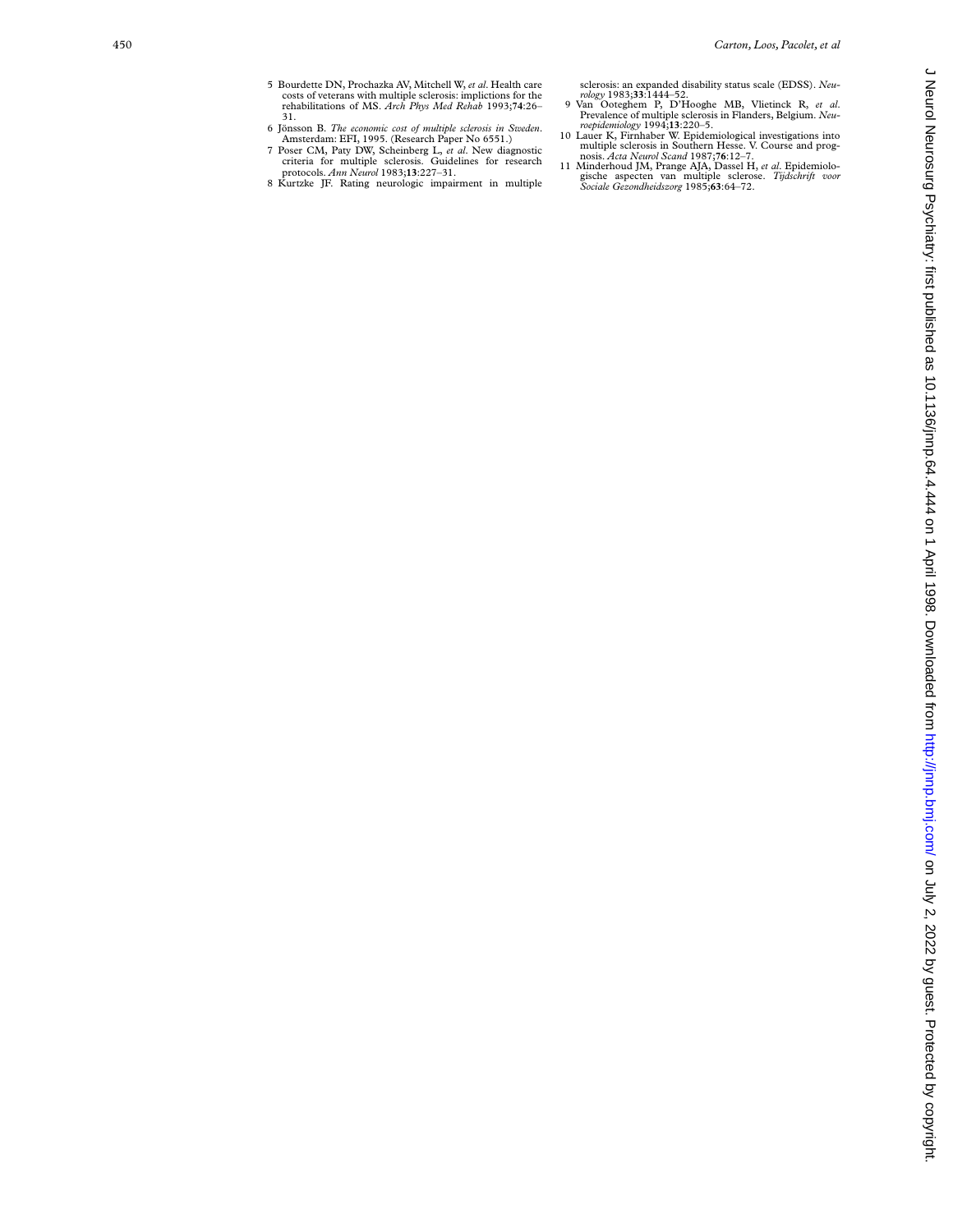5 Bourdette DN, Prochazka AV, Mitchell W, *et al*. Health care costs of veterans with multiple sclerosis: implictions for the rehabilitations of MS. *Arch Phys Med Rehab* 1993;**74**:26–31.

6 Jönsson B. *The economic cost of multiple sclerosis in Sweden*. Amsterdam: EFI, 1995. (Research Paper No 6551.)

7 Poser CM, Paty DW, Scheinberg L, *et al*. New diagnostic criteria for multiple sclerosis. Guidelines for research protocols. *Ann Neurol* 1983;**13**:227–31.

8 Kurtzke JF. Rating neurologic impairment in multiple sclerosis: an expanded disability status scale (EDSS). *Neurology* 1983;**33**:1444–52.

9 Van Ooteghem P, D'Hooghe MB, Vlietinck R, *et al*. Prevalence of multiple sclerosis in Flanders, Belgium. *Neuroepidemiology* 1994;**13**:220–5.

10 Lauer K, Firnhaber W. Epidemiological investigations into multiple sclerosis in Southern Hesse. V. Course and prognosis. *Acta Neurol Scand* 1987;**76**:12–7.

11 Minderhoud JM, Prange AJA, Dassel H, *et al*. Epidemiologische aspecten van multiple sclerose. *Tijdschrift voor Sociale Gezondheidszorg* 1985;**63**:64–72.